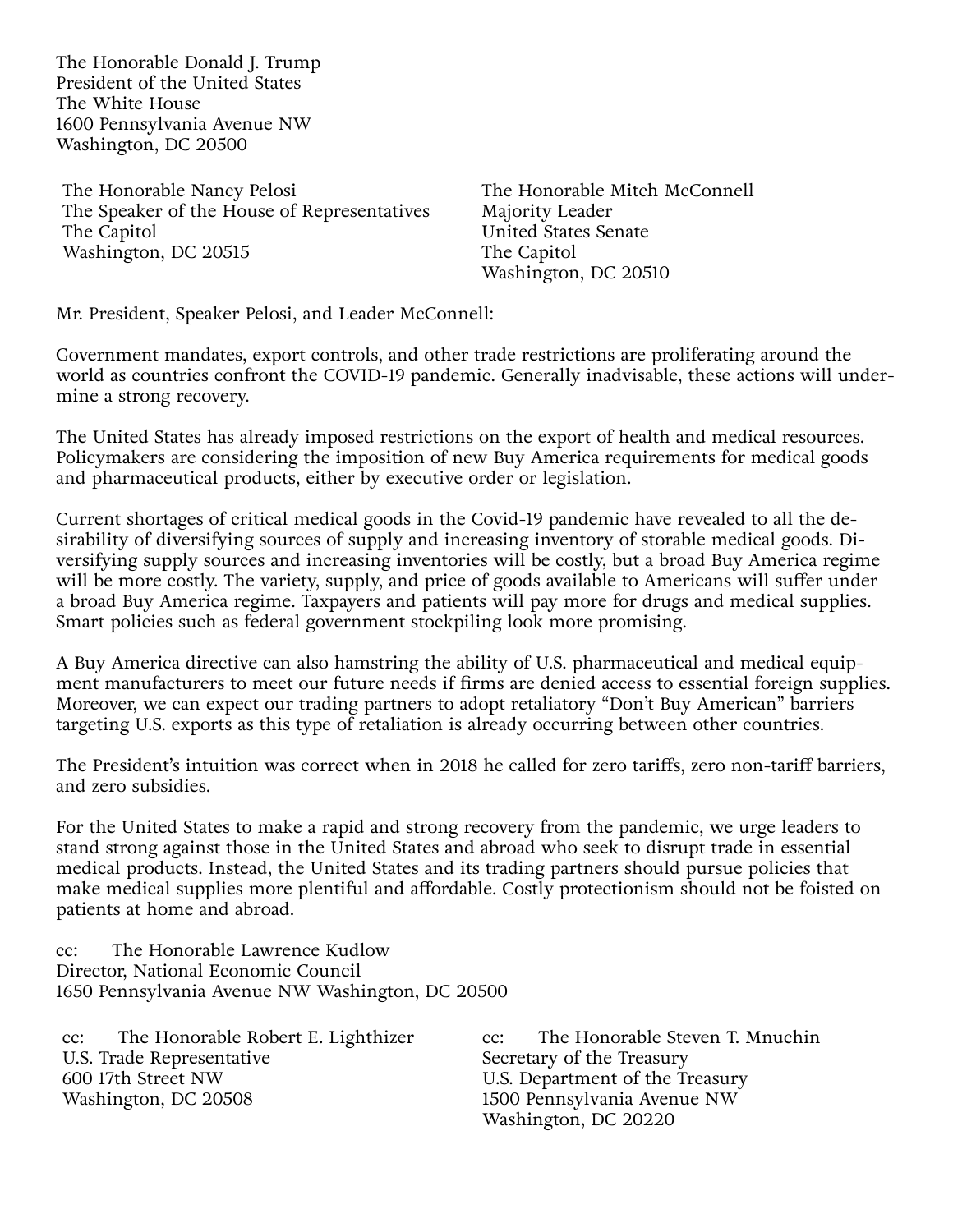The Honorable Donald J. Trump
President of the United States
The White House
1600 Pennsylvania Avenue NW
Washington, DC 20500

The Honorable Nancy Pelosi
The Speaker of the House of Representatives
The Capitol
Washington, DC 20515

The Honorable Mitch McConnell
Majority Leader
United States Senate
The Capitol
Washington, DC 20510

Mr. President, Speaker Pelosi, and Leader McConnell:

Government mandates, export controls, and other trade restrictions are proliferating around the world as countries confront the COVID-19 pandemic. Generally inadvisable, these actions will undermine a strong recovery.

The United States has already imposed restrictions on the export of health and medical resources. Policymakers are considering the imposition of new Buy America requirements for medical goods and pharmaceutical products, either by executive order or legislation.

Current shortages of critical medical goods in the Covid-19 pandemic have revealed to all the desirability of diversifying sources of supply and increasing inventory of storable medical goods. Diversifying supply sources and increasing inventories will be costly, but a broad Buy America regime will be more costly. The variety, supply, and price of goods available to Americans will suffer under a broad Buy America regime. Taxpayers and patients will pay more for drugs and medical supplies. Smart policies such as federal government stockpiling look more promising.

A Buy America directive can also hamstring the ability of U.S. pharmaceutical and medical equipment manufacturers to meet our future needs if firms are denied access to essential foreign supplies. Moreover, we can expect our trading partners to adopt retaliatory "Don't Buy American" barriers targeting U.S. exports as this type of retaliation is already occurring between other countries.

The President's intuition was correct when in 2018 he called for zero tariffs, zero non-tariff barriers, and zero subsidies.

For the United States to make a rapid and strong recovery from the pandemic, we urge leaders to stand strong against those in the United States and abroad who seek to disrupt trade in essential medical products. Instead, the United States and its trading partners should pursue policies that make medical supplies more plentiful and affordable. Costly protectionism should not be foisted on patients at home and abroad.

cc: The Honorable Lawrence Kudlow
Director, National Economic Council
1650 Pennsylvania Avenue NW Washington, DC 20500

cc: The Honorable Robert E. Lighthizer
U.S. Trade Representative
600 17th Street NW
Washington, DC 20508

cc: The Honorable Steven T. Mnuchin
Secretary of the Treasury
U.S. Department of the Treasury
1500 Pennsylvania Avenue NW
Washington, DC 20220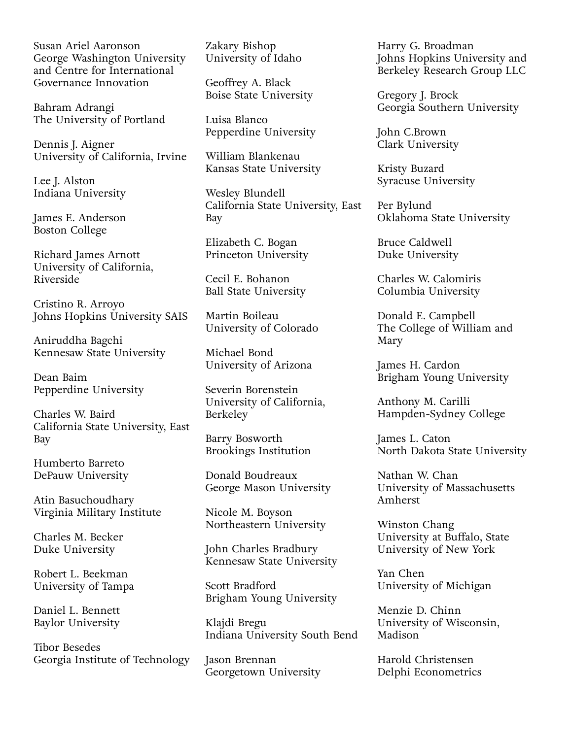Susan Ariel Aaronson
George Washington University and Centre for International Governance Innovation

Bahram Adrangi
The University of Portland

Dennis J. Aigner
University of California, Irvine

Lee J. Alston
Indiana University

James E. Anderson
Boston College

Richard James Arnott
University of California, Riverside

Cristino R. Arroyo
Johns Hopkins University SAIS

Aniruddha Bagchi
Kennesaw State University

Dean Baim
Pepperdine University

Charles W. Baird
California State University, East Bay

Humberto Barreto
DePauw University

Atin Basuchoudhary
Virginia Military Institute

Charles M. Becker
Duke University

Robert L. Beekman
University of Tampa

Daniel L. Bennett
Baylor University

Tibor Besedes
Georgia Institute of Technology

Zakary Bishop
University of Idaho

Geoffrey A. Black
Boise State University

Luisa Blanco
Pepperdine University

William Blankenau
Kansas State University

Wesley Blundell
California State University, East Bay

Elizabeth C. Bogan
Princeton University

Cecil E. Bohanon
Ball State University

Martin Boileau
University of Colorado

Michael Bond
University of Arizona

Severin Borenstein
University of California, Berkeley

Barry Bosworth
Brookings Institution

Donald Boudreaux
George Mason University

Nicole M. Boyson
Northeastern University

John Charles Bradbury
Kennesaw State University

Scott Bradford
Brigham Young University

Klajdi Bregu
Indiana University South Bend

Jason Brennan
Georgetown University

Harry G. Broadman
Johns Hopkins University and Berkeley Research Group LLC

Gregory J. Brock
Georgia Southern University

John C.Brown
Clark University

Kristy Buzard
Syracuse University

Per Bylund
Oklahoma State University

Bruce Caldwell
Duke University

Charles W. Calomiris
Columbia University

Donald E. Campbell
The College of William and Mary

James H. Cardon
Brigham Young University

Anthony M. Carilli
Hampden-Sydney College

James L. Caton
North Dakota State University

Nathan W. Chan
University of Massachusetts Amherst

Winston Chang
University at Buffalo, State University of New York

Yan Chen
University of Michigan

Menzie D. Chinn
University of Wisconsin, Madison

Harold Christensen
Delphi Econometrics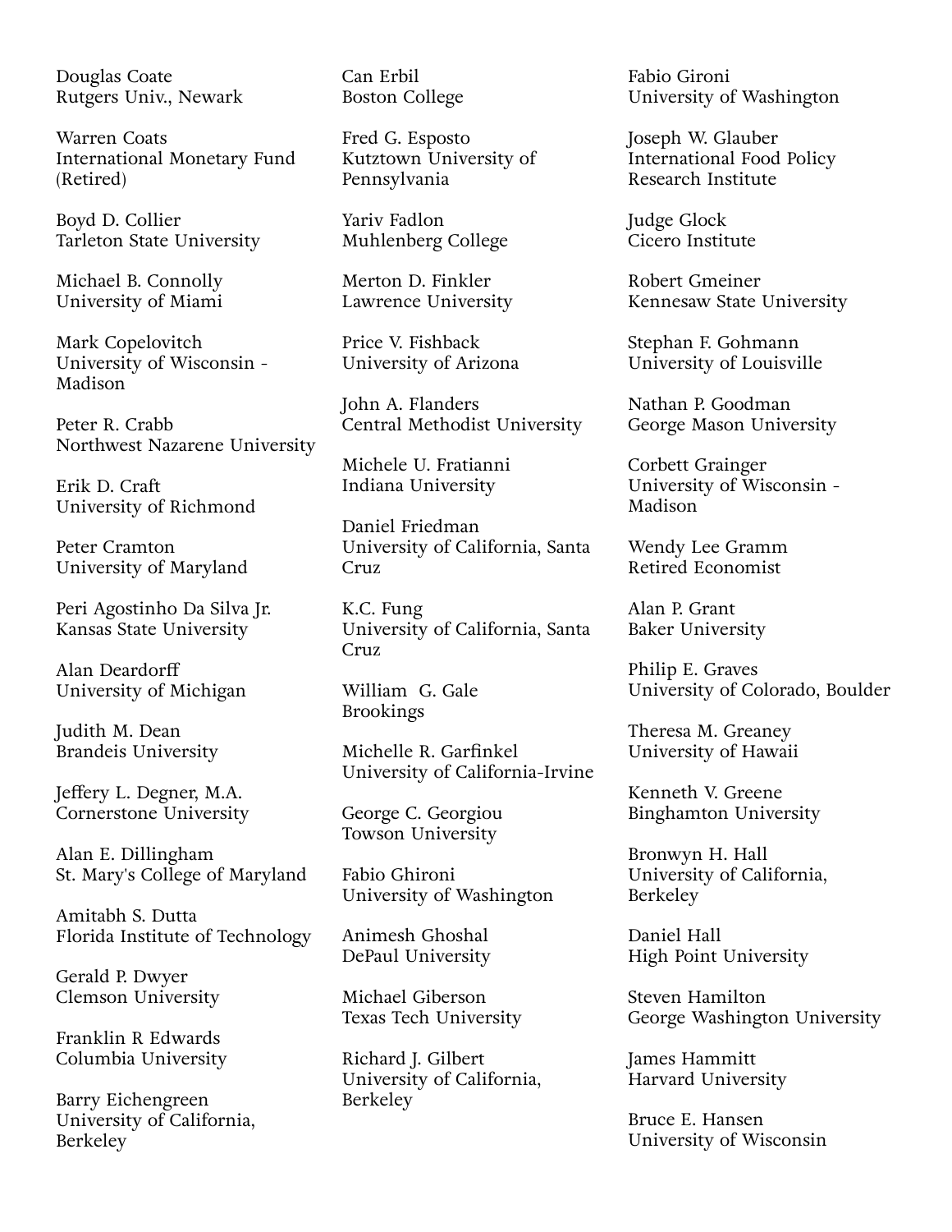Douglas Coate
Rutgers Univ., Newark

Warren Coats
International Monetary Fund (Retired)

Boyd D. Collier
Tarleton State University

Michael B. Connolly
University of Miami

Mark Copelovitch
University of Wisconsin - Madison

Peter R. Crabb
Northwest Nazarene University

Erik D. Craft
University of Richmond

Peter Cramton
University of Maryland

Peri Agostinho Da Silva Jr.
Kansas State University

Alan Deardorff
University of Michigan

Judith M. Dean
Brandeis University

Jeffery L. Degner, M.A.
Cornerstone University

Alan E. Dillingham
St. Mary's College of Maryland

Amitabh S. Dutta
Florida Institute of Technology

Gerald P. Dwyer
Clemson University

Franklin R Edwards
Columbia University

Barry Eichengreen
University of California, Berkeley

Can Erbil
Boston College

Fred G. Esposto
Kutztown University of Pennsylvania

Yariv Fadlon
Muhlenberg College

Merton D. Finkler
Lawrence University

Price V. Fishback
University of Arizona

John A. Flanders
Central Methodist University

Michele U. Fratianni
Indiana University

Daniel Friedman
University of California, Santa Cruz

K.C. Fung
University of California, Santa Cruz

William G. Gale
Brookings

Michelle R. Garfinkel
University of California-Irvine

George C. Georgiou
Towson University

Fabio Ghironi
University of Washington

Animesh Ghoshal
DePaul University

Michael Giberson
Texas Tech University

Richard J. Gilbert
University of California, Berkeley

Fabio Gironi
University of Washington

Joseph W. Glauber
International Food Policy Research Institute

Judge Glock
Cicero Institute

Robert Gmeiner
Kennesaw State University

Stephan F. Gohmann
University of Louisville

Nathan P. Goodman
George Mason University

Corbett Grainger
University of Wisconsin - Madison

Wendy Lee Gramm
Retired Economist

Alan P. Grant
Baker University

Philip E. Graves
University of Colorado, Boulder

Theresa M. Greaney
University of Hawaii

Kenneth V. Greene
Binghamton University

Bronwyn H. Hall
University of California, Berkeley

Daniel Hall
High Point University

Steven Hamilton
George Washington University

James Hammitt
Harvard University

Bruce E. Hansen
University of Wisconsin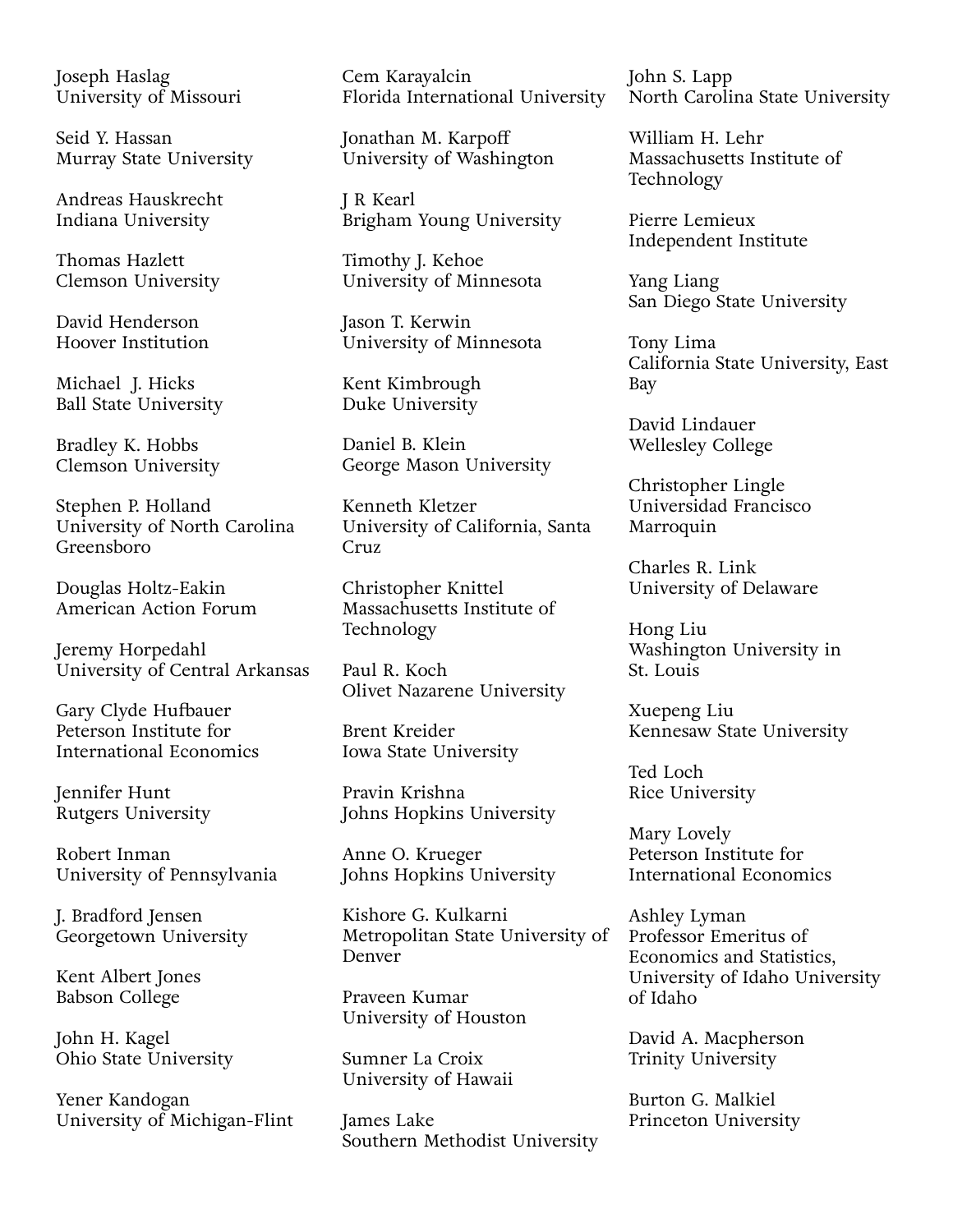Joseph Haslag  
University of Missouri

Seid Y. Hassan  
Murray State University

Andreas Hauskrecht  
Indiana University

Thomas Hazlett  
Clemson University

David Henderson  
Hoover Institution

Michael J. Hicks  
Ball State University

Bradley K. Hobbs  
Clemson University

Stephen P. Holland  
University of North Carolina Greensboro

Douglas Holtz-Eakin  
American Action Forum

Jeremy Horpedahl  
University of Central Arkansas

Gary Clyde Hufbauer  
Peterson Institute for International Economics

Jennifer Hunt  
Rutgers University

Robert Inman  
University of Pennsylvania

J. Bradford Jensen  
Georgetown University

Kent Albert Jones  
Babson College

John H. Kagel  
Ohio State University

Yener Kandogan  
University of Michigan-Flint

Cem Karayalcin  
Florida International University

Jonathan M. Karpoff  
University of Washington

J R Kearl  
Brigham Young University

Timothy J. Kehoe  
University of Minnesota

Jason T. Kerwin  
University of Minnesota

Kent Kimbrough  
Duke University

Daniel B. Klein  
George Mason University

Kenneth Kletzer  
University of California, Santa Cruz

Christopher Knittel  
Massachusetts Institute of Technology

Paul R. Koch  
Olivet Nazarene University

Brent Kreider  
Iowa State University

Pravin Krishna  
Johns Hopkins University

Anne O. Krueger  
Johns Hopkins University

Kishore G. Kulkarni  
Metropolitan State University of Denver

Praveen Kumar  
University of Houston

Sumner La Croix  
University of Hawaii

James Lake  
Southern Methodist University

John S. Lapp  
North Carolina State University

William H. Lehr  
Massachusetts Institute of Technology

Pierre Lemieux  
Independent Institute

Yang Liang  
San Diego State University

Tony Lima  
California State University, East Bay

David Lindauer  
Wellesley College

Christopher Lingle  
Universidad Francisco Marroquin

Charles R. Link  
University of Delaware

Hong Liu  
Washington University in St. Louis

Xuepeng Liu  
Kennesaw State University

Ted Loch  
Rice University

Mary Lovely  
Peterson Institute for International Economics

Ashley Lyman  
Professor Emeritus of Economics and Statistics, University of Idaho University of Idaho

David A. Macpherson  
Trinity University

Burton G. Malkiel  
Princeton University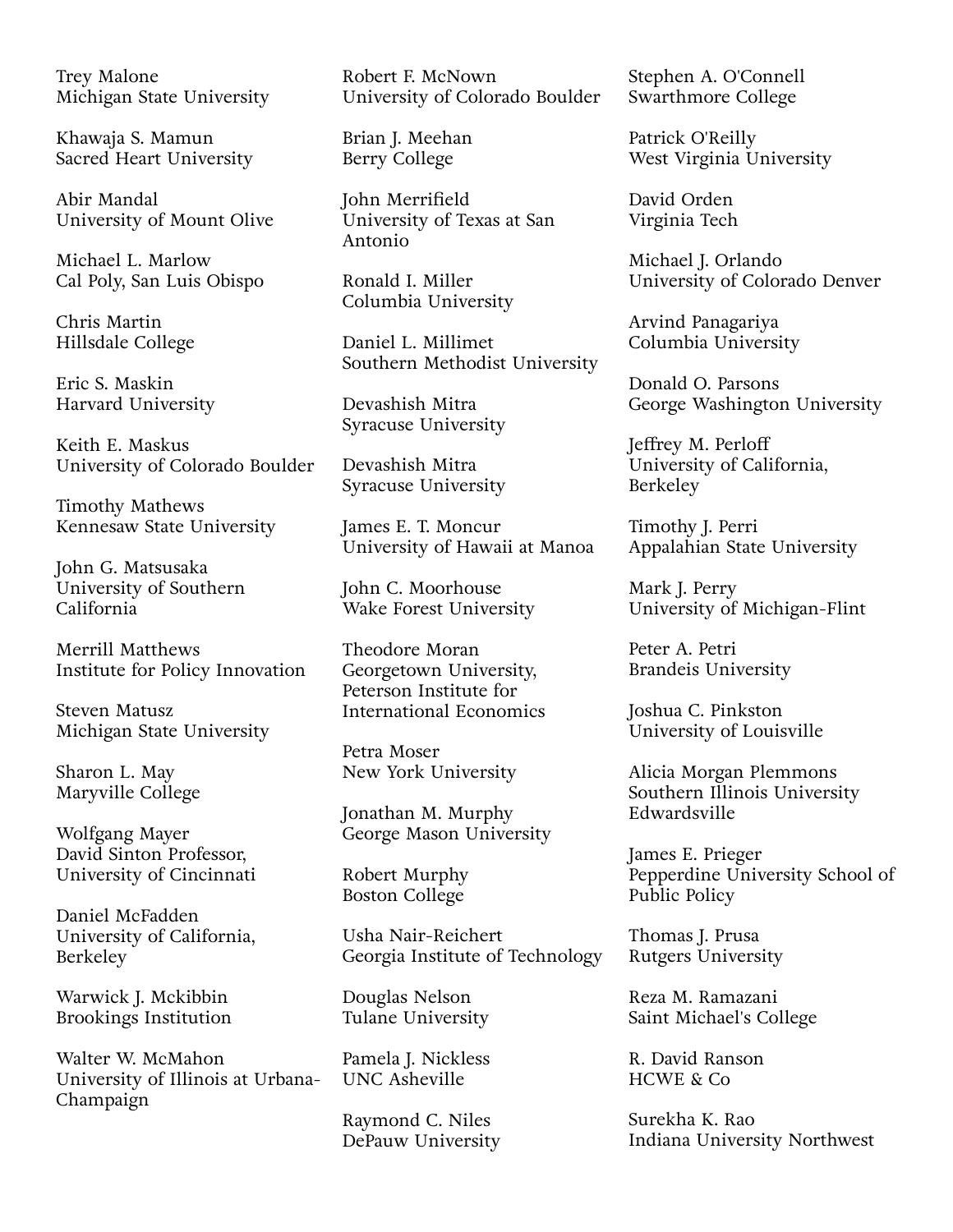Trey Malone
Michigan State University

Khawaja S. Mamun
Sacred Heart University

Abir Mandal
University of Mount Olive

Michael L. Marlow
Cal Poly, San Luis Obispo

Chris Martin
Hillsdale College

Eric S. Maskin
Harvard University

Keith E. Maskus
University of Colorado Boulder

Timothy Mathews
Kennesaw State University

John G. Matsusaka
University of Southern California

Merrill Matthews
Institute for Policy Innovation

Steven Matusz
Michigan State University

Sharon L. May
Maryville College

Wolfgang Mayer
David Sinton Professor, University of Cincinnati

Daniel McFadden
University of California, Berkeley

Warwick J. Mckibbin
Brookings Institution

Walter W. McMahon
University of Illinois at Urbana-Champaign

Robert F. McNown
University of Colorado Boulder

Brian J. Meehan
Berry College

John Merrifield
University of Texas at San Antonio

Ronald I. Miller
Columbia University

Daniel L. Millimet
Southern Methodist University

Devashish Mitra
Syracuse University

Devashish Mitra
Syracuse University

James E. T. Moncur
University of Hawaii at Manoa

John C. Moorhouse
Wake Forest University

Theodore Moran
Georgetown University, Peterson Institute for International Economics

Petra Moser
New York University

Jonathan M. Murphy
George Mason University

Robert Murphy
Boston College

Usha Nair-Reichert
Georgia Institute of Technology

Douglas Nelson
Tulane University

Pamela J. Nickless
UNC Asheville

Raymond C. Niles
DePauw University

Stephen A. O'Connell
Swarthmore College

Patrick O'Reilly
West Virginia University

David Orden
Virginia Tech

Michael J. Orlando
University of Colorado Denver

Arvind Panagariya
Columbia University

Donald O. Parsons
George Washington University

Jeffrey M. Perloff
University of California, Berkeley

Timothy J. Perri
Appalahian State University

Mark J. Perry
University of Michigan-Flint

Peter A. Petri
Brandeis University

Joshua C. Pinkston
University of Louisville

Alicia Morgan Plemmons
Southern Illinois University Edwardsville

James E. Prieger
Pepperdine University School of Public Policy

Thomas J. Prusa
Rutgers University

Reza M. Ramazani
Saint Michael's College

R. David Ranson
HCWE & Co

Surekha K. Rao
Indiana University Northwest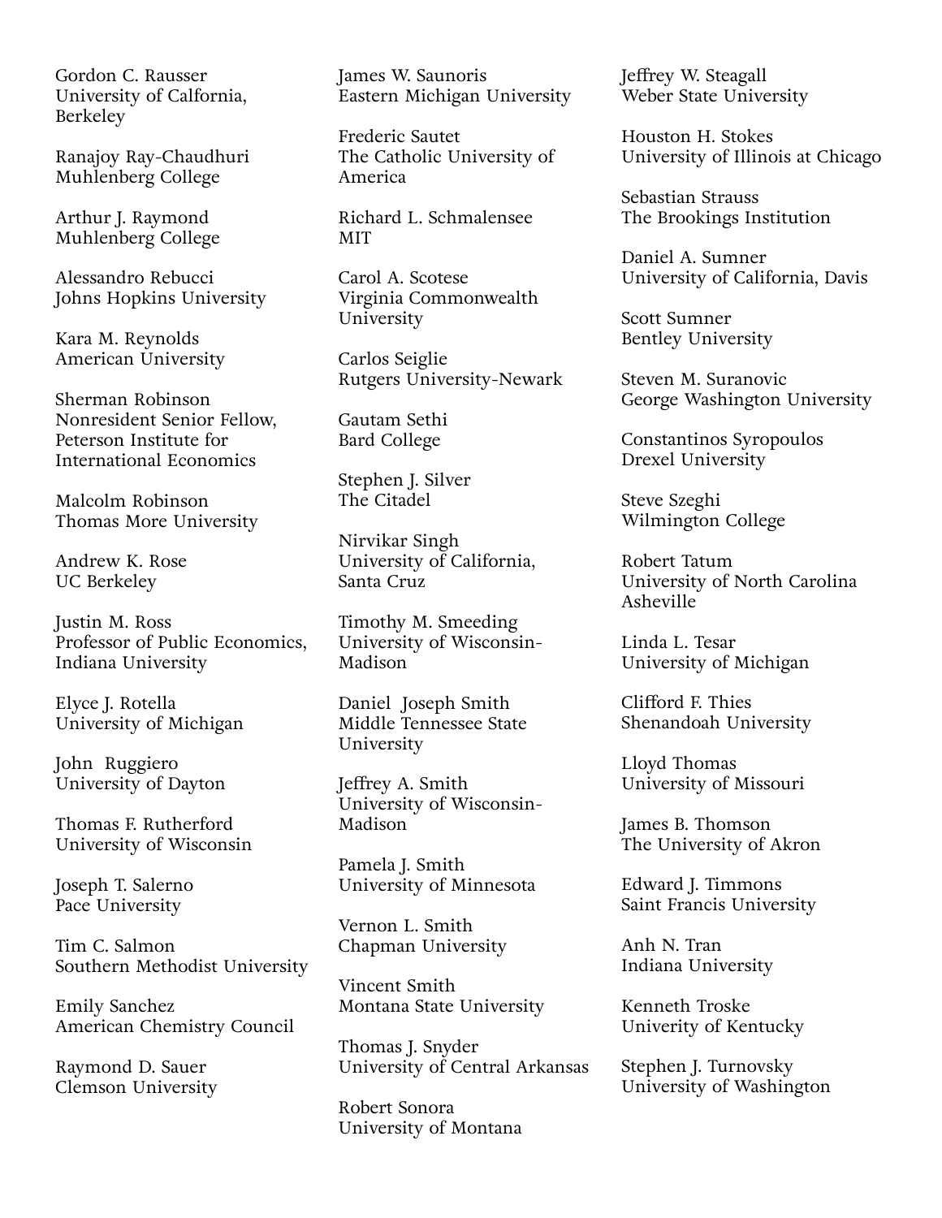Gordon C. Rausser
University of Calfornia, Berkeley

Ranajoy Ray-Chaudhuri
Muhlenberg College

Arthur J. Raymond
Muhlenberg College

Alessandro Rebucci
Johns Hopkins University

Kara M. Reynolds
American University

Sherman Robinson
Nonresident Senior Fellow, Peterson Institute for International Economics

Malcolm Robinson
Thomas More University

Andrew K. Rose
UC Berkeley

Justin M. Ross
Professor of Public Economics, Indiana University

Elyce J. Rotella
University of Michigan

John Ruggiero
University of Dayton

Thomas F. Rutherford
University of Wisconsin

Joseph T. Salerno
Pace University

Tim C. Salmon
Southern Methodist University

Emily Sanchez
American Chemistry Council

Raymond D. Sauer
Clemson University

James W. Saunoris
Eastern Michigan University

Frederic Sautet
The Catholic University of America

Richard L. Schmalensee
MIT

Carol A. Scotese
Virginia Commonwealth University

Carlos Seiglie
Rutgers University-Newark

Gautam Sethi
Bard College

Stephen J. Silver
The Citadel

Nirvikar Singh
University of California, Santa Cruz

Timothy M. Smeeding
University of Wisconsin-Madison

Daniel Joseph Smith
Middle Tennessee State University

Jeffrey A. Smith
University of Wisconsin-Madison

Pamela J. Smith
University of Minnesota

Vernon L. Smith
Chapman University

Vincent Smith
Montana State University

Thomas J. Snyder
University of Central Arkansas

Robert Sonora
University of Montana

Jeffrey W. Steagall
Weber State University

Houston H. Stokes
University of Illinois at Chicago

Sebastian Strauss
The Brookings Institution

Daniel A. Sumner
University of California, Davis

Scott Sumner
Bentley University

Steven M. Suranovic
George Washington University

Constantinos Syropoulos
Drexel University

Steve Szeghi
Wilmington College

Robert Tatum
University of North Carolina Asheville

Linda L. Tesar
University of Michigan

Clifford F. Thies
Shenandoah University

Lloyd Thomas
University of Missouri

James B. Thomson
The University of Akron

Edward J. Timmons
Saint Francis University

Anh N. Tran
Indiana University

Kenneth Troske
Univerity of Kentucky

Stephen J. Turnovsky
University of Washington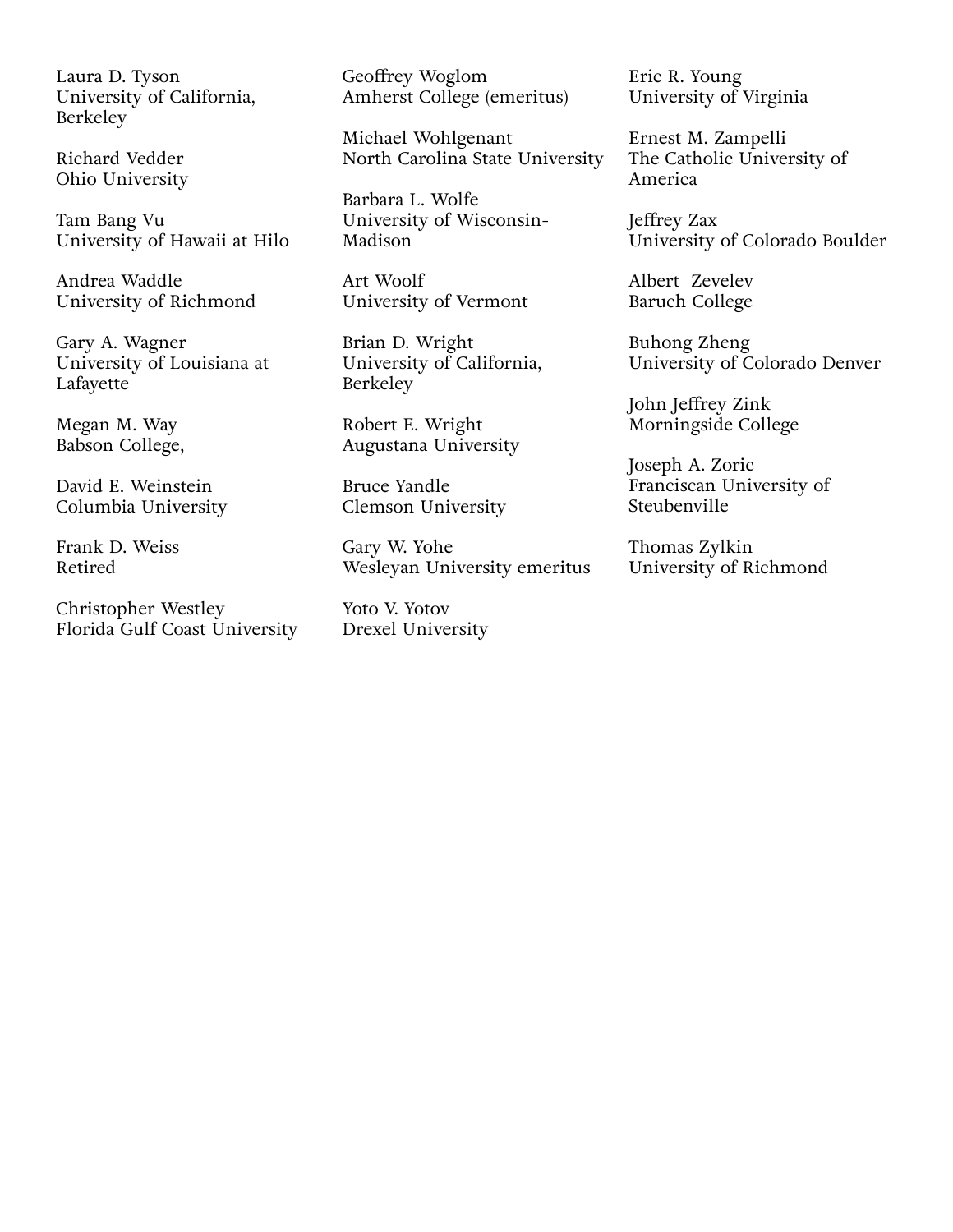Laura D. Tyson
University of California, Berkeley

Richard Vedder
Ohio University

Tam Bang Vu
University of Hawaii at Hilo

Andrea Waddle
University of Richmond

Gary A. Wagner
University of Louisiana at Lafayette

Megan M. Way
Babson College,

David E. Weinstein
Columbia University

Frank D. Weiss
Retired

Christopher Westley
Florida Gulf Coast University

Geoffrey Woglom
Amherst College (emeritus)

Michael Wohlgenant
North Carolina State University

Barbara L. Wolfe
University of Wisconsin-Madison

Art Woolf
University of Vermont

Brian D. Wright
University of California, Berkeley

Robert E. Wright
Augustana University

Bruce Yandle
Clemson University

Gary W. Yohe
Wesleyan University emeritus

Yoto V. Yotov
Drexel University

Eric R. Young
University of Virginia

Ernest M. Zampelli
The Catholic University of America

Jeffrey Zax
University of Colorado Boulder

Albert Zevelev
Baruch College

Buhong Zheng
University of Colorado Denver

John Jeffrey Zink
Morningside College

Joseph A. Zoric
Franciscan University of Steubenville

Thomas Zylkin
University of Richmond